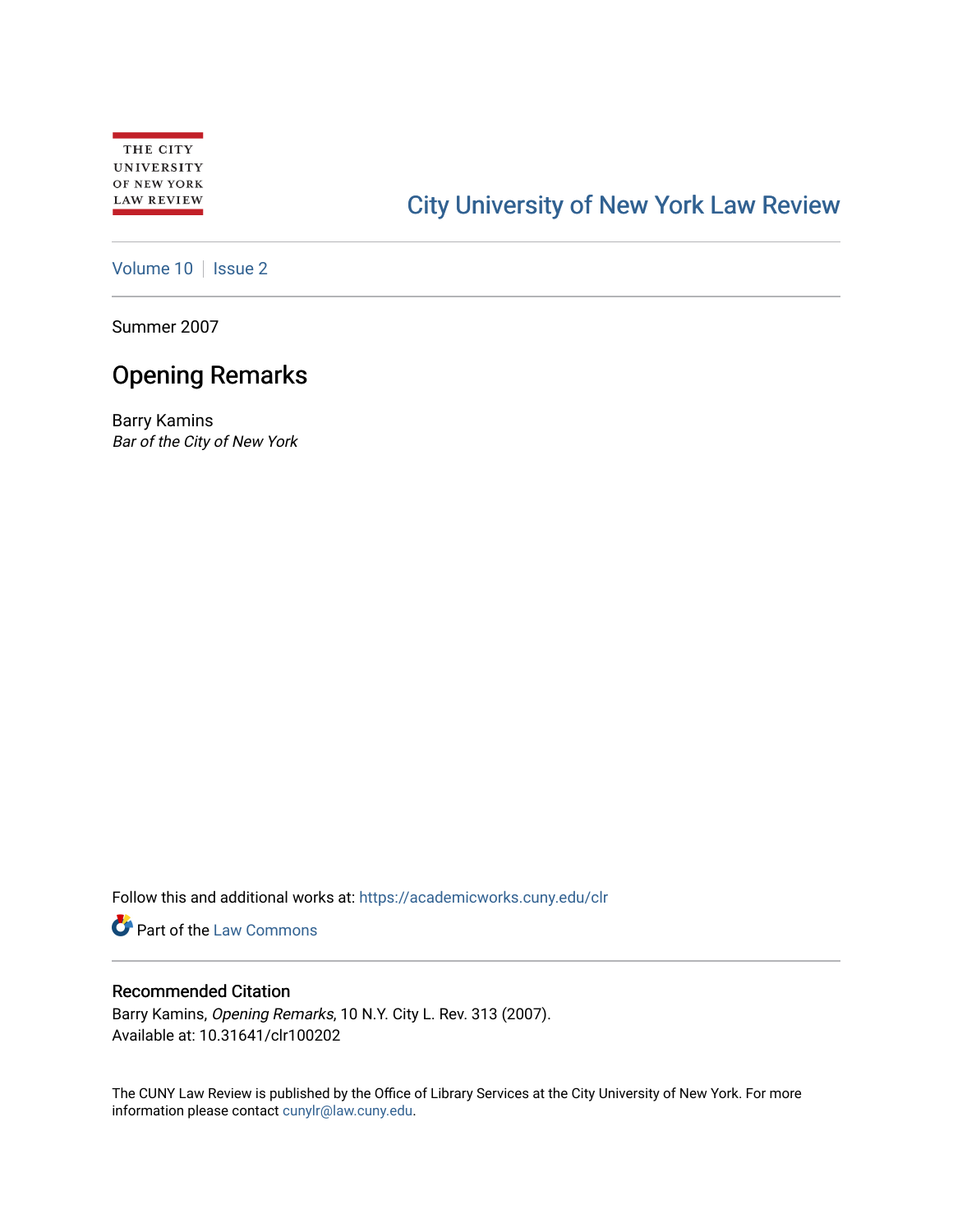THE CITY UNIVERSITY OF NEW YORK LAW REVIEW

City University of New York Law Review

Volume 10 | Issue 2

Summer 2007

# Opening Remarks

Barry Kamins
*Bar of the City of New York*

Follow this and additional works at: https://academicworks.cuny.edu/clr

Part of the Law Commons

## Recommended Citation

Barry Kamins, *Opening Remarks*, 10 N.Y. City L. Rev. 313 (2007).
Available at: 10.31641/clr100202

The CUNY Law Review is published by the Office of Library Services at the City University of New York. For more information please contact cunylr@law.cuny.edu.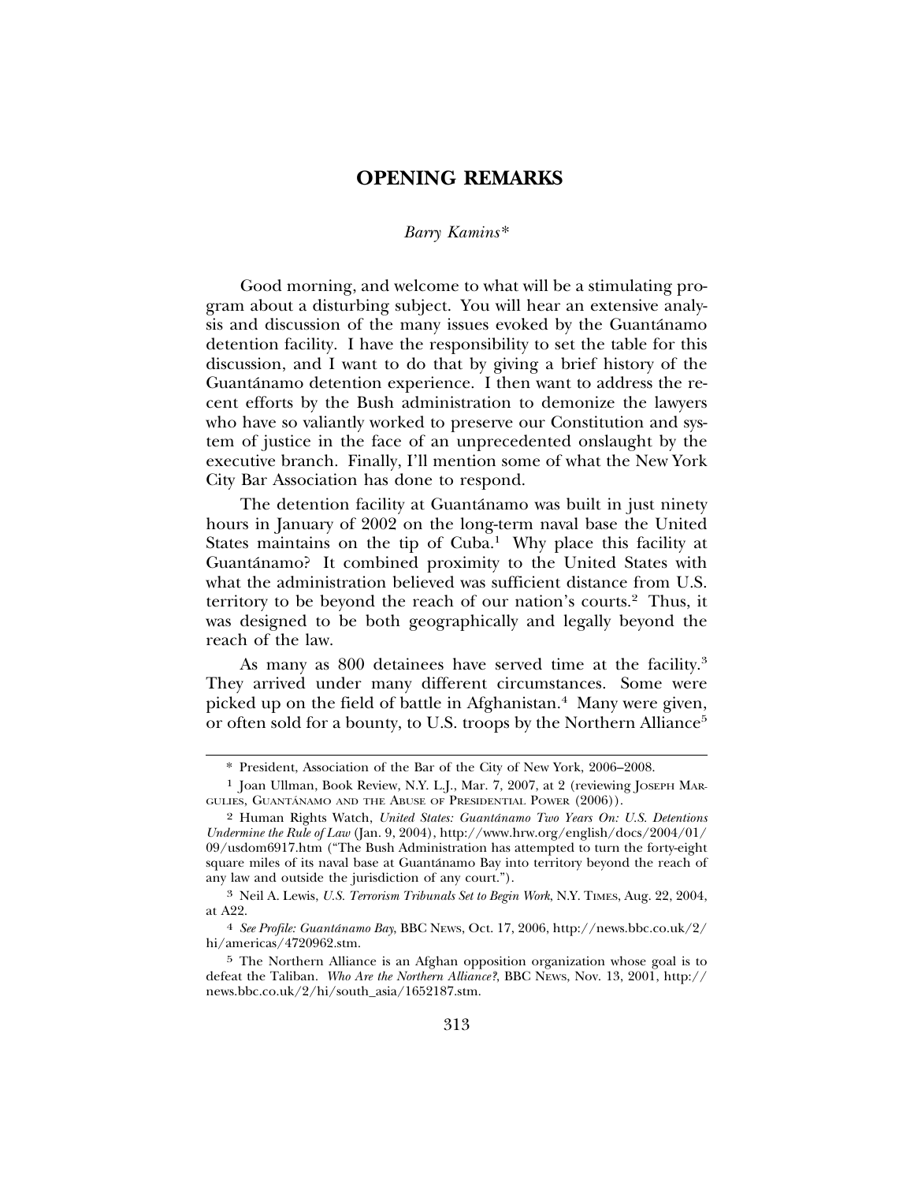# OPENING REMARKS

*Barry Kamins**

Good morning, and welcome to what will be a stimulating program about a disturbing subject. You will hear an extensive analysis and discussion of the many issues evoked by the Guantánamo detention facility. I have the responsibility to set the table for this discussion, and I want to do that by giving a brief history of the Guantánamo detention experience. I then want to address the recent efforts by the Bush administration to demonize the lawyers who have so valiantly worked to preserve our Constitution and system of justice in the face of an unprecedented onslaught by the executive branch. Finally, I'll mention some of what the New York City Bar Association has done to respond.

The detention facility at Guantánamo was built in just ninety hours in January of 2002 on the long-term naval base the United States maintains on the tip of Cuba.[1] Why place this facility at Guantánamo? It combined proximity to the United States with what the administration believed was sufficient distance from U.S. territory to be beyond the reach of our nation's courts.[2] Thus, it was designed to be both geographically and legally beyond the reach of the law.

As many as 800 detainees have served time at the facility.[3] They arrived under many different circumstances. Some were picked up on the field of battle in Afghanistan.[4] Many were given, or often sold for a bounty, to U.S. troops by the Northern Alliance[5]

---

\* President, Association of the Bar of the City of New York, 2006–2008.

[1] Joan Ullman, Book Review, N.Y. L.J., Mar. 7, 2007, at 2 (reviewing JOSEPH MARGULIES, GUANTÁNAMO AND THE ABUSE OF PRESIDENTIAL POWER (2006)).

[2] Human Rights Watch, *United States: Guantánamo Two Years On: U.S. Detentions Undermine the Rule of Law* (Jan. 9, 2004), http://www.hrw.org/english/docs/2004/01/09/usdom6917.htm ("The Bush Administration has attempted to turn the forty-eight square miles of its naval base at Guantánamo Bay into territory beyond the reach of any law and outside the jurisdiction of any court.").

[3] Neil A. Lewis, *U.S. Terrorism Tribunals Set to Begin Work*, N.Y. TIMES, Aug. 22, 2004, at A22.

[4] *See Profile: Guantánamo Bay*, BBC NEWS, Oct. 17, 2006, http://news.bbc.co.uk/2/hi/americas/4720962.stm.

[5] The Northern Alliance is an Afghan opposition organization whose goal is to defeat the Taliban. *Who Are the Northern Alliance?*, BBC NEWS, Nov. 13, 2001, http://news.bbc.co.uk/2/hi/south_asia/1652187.stm.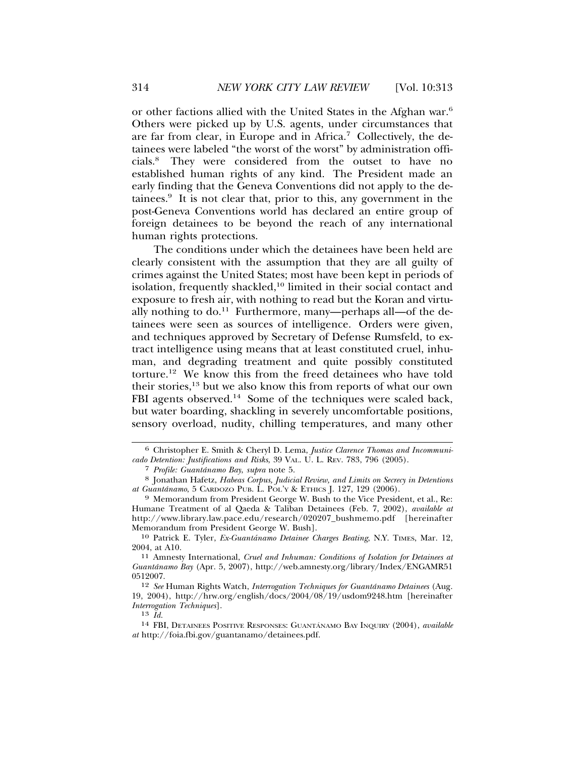or other factions allied with the United States in the Afghan war.[6] Others were picked up by U.S. agents, under circumstances that are far from clear, in Europe and in Africa.[7] Collectively, the detainees were labeled "the worst of the worst" by administration officials.[8] They were considered from the outset to have no established human rights of any kind. The President made an early finding that the Geneva Conventions did not apply to the detainees.[9] It is not clear that, prior to this, any government in the post-Geneva Conventions world has declared an entire group of foreign detainees to be beyond the reach of any international human rights protections.

The conditions under which the detainees have been held are clearly consistent with the assumption that they are all guilty of crimes against the United States; most have been kept in periods of isolation, frequently shackled,[10] limited in their social contact and exposure to fresh air, with nothing to read but the Koran and virtually nothing to do.[11] Furthermore, many—perhaps all—of the detainees were seen as sources of intelligence. Orders were given, and techniques approved by Secretary of Defense Rumsfeld, to extract intelligence using means that at least constituted cruel, inhuman, and degrading treatment and quite possibly constituted torture.[12] We know this from the freed detainees who have told their stories,[13] but we also know this from reports of what our own FBI agents observed.[14] Some of the techniques were scaled back, but water boarding, shackling in severely uncomfortable positions, sensory overload, nudity, chilling temperatures, and many other

---

6 Christopher E. Smith & Cheryl D. Lema, *Justice Clarence Thomas and Incommunicado Detention: Justifications and Risks*, 39 VAL. U. L. REV. 783, 796 (2005).

7 *Profile: Guantánamo Bay*, *supra* note 5.

8 Jonathan Hafetz, *Habeas Corpus, Judicial Review, and Limits on Secrecy in Detentions at Guantánamo*, 5 CARDOZO PUB. L. POL'Y & ETHICS J. 127, 129 (2006).

9 Memorandum from President George W. Bush to the Vice President, et al., Re: Humane Treatment of al Qaeda & Taliban Detainees (Feb. 7, 2002), *available at* http://www.library.law.pace.edu/research/020207_bushmemo.pdf [hereinafter Memorandum from President George W. Bush].

10 Patrick E. Tyler, *Ex-Guantánamo Detainee Charges Beating*, N.Y. TIMES, Mar. 12, 2004, at A10.

11 Amnesty International, *Cruel and Inhuman: Conditions of Isolation for Detainees at Guantánamo Bay* (Apr. 5, 2007), http://web.amnesty.org/library/Index/ENGAMR51 0512007.

12 *See* Human Rights Watch, *Interrogation Techniques for Guantánamo Detainees* (Aug. 19, 2004), http://hrw.org/english/docs/2004/08/19/usdom9248.htm [hereinafter *Interrogation Techniques*].

13 *Id.*

14 FBI, DETAINEES POSITIVE RESPONSES: GUANTÁNAMO BAY INQUIRY (2004), *available at* http://foia.fbi.gov/guantanamo/detainees.pdf.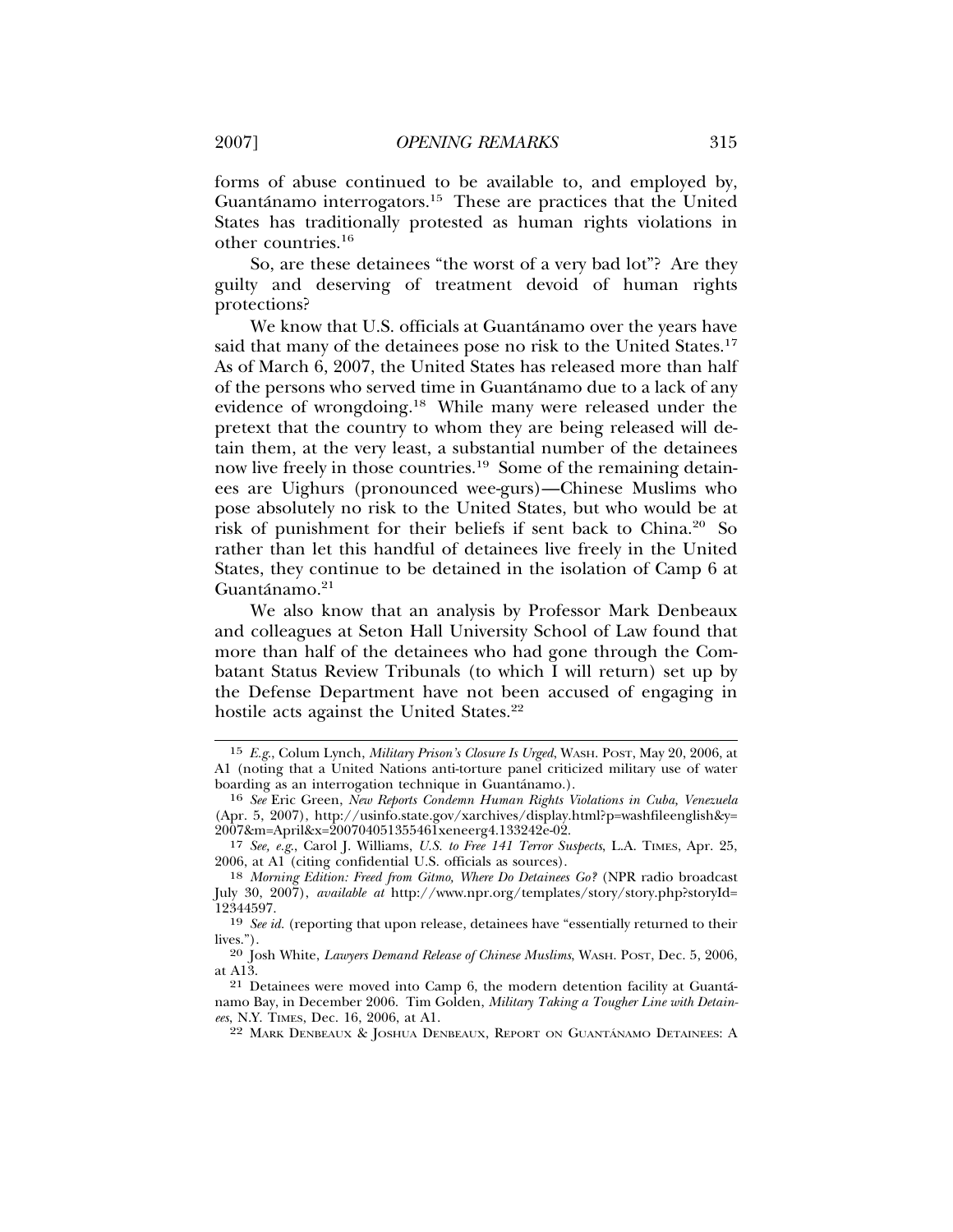forms of abuse continued to be available to, and employed by, Guantánamo interrogators.[15] These are practices that the United States has traditionally protested as human rights violations in other countries.[16]

So, are these detainees "the worst of a very bad lot"? Are they guilty and deserving of treatment devoid of human rights protections?

We know that U.S. officials at Guantánamo over the years have said that many of the detainees pose no risk to the United States.[17] As of March 6, 2007, the United States has released more than half of the persons who served time in Guantánamo due to a lack of any evidence of wrongdoing.[18] While many were released under the pretext that the country to whom they are being released will detain them, at the very least, a substantial number of the detainees now live freely in those countries.[19] Some of the remaining detainees are Uighurs (pronounced wee-gurs)—Chinese Muslims who pose absolutely no risk to the United States, but who would be at risk of punishment for their beliefs if sent back to China.[20] So rather than let this handful of detainees live freely in the United States, they continue to be detained in the isolation of Camp 6 at Guantánamo.[21]

We also know that an analysis by Professor Mark Denbeaux and colleagues at Seton Hall University School of Law found that more than half of the detainees who had gone through the Combatant Status Review Tribunals (to which I will return) set up by the Defense Department have not been accused of engaging in hostile acts against the United States.[22]

---

15 *E.g.*, Colum Lynch, *Military Prison's Closure Is Urged*, WASH. POST, May 20, 2006, at A1 (noting that a United Nations anti-torture panel criticized military use of water boarding as an interrogation technique in Guantánamo.).

16 *See* Eric Green, *New Reports Condemn Human Rights Violations in Cuba, Venezuela* (Apr. 5, 2007), http://usinfo.state.gov/xarchives/display.html?p=washfileenglish&y=2007&m=April&x=20070405135546lxeneerg4.133242e-02.

17 *See, e.g.*, Carol J. Williams, *U.S. to Free 141 Terror Suspects*, L.A. TIMES, Apr. 25, 2006, at A1 (citing confidential U.S. officials as sources).

18 *Morning Edition: Freed from Gitmo, Where Do Detainees Go?* (NPR radio broadcast July 30, 2007), *available at* http://www.npr.org/templates/story/story.php?storyId=12344597.

19 *See id.* (reporting that upon release, detainees have "essentially returned to their lives.").

20 Josh White, *Lawyers Demand Release of Chinese Muslims*, WASH. POST, Dec. 5, 2006, at A13.

21 Detainees were moved into Camp 6, the modern detention facility at Guantánamo Bay, in December 2006. Tim Golden, *Military Taking a Tougher Line with Detainees*, N.Y. TIMES, Dec. 16, 2006, at A1.

22 MARK DENBEAUX & JOSHUA DENBEAUX, REPORT ON GUANTÁNAMO DETAINEES: A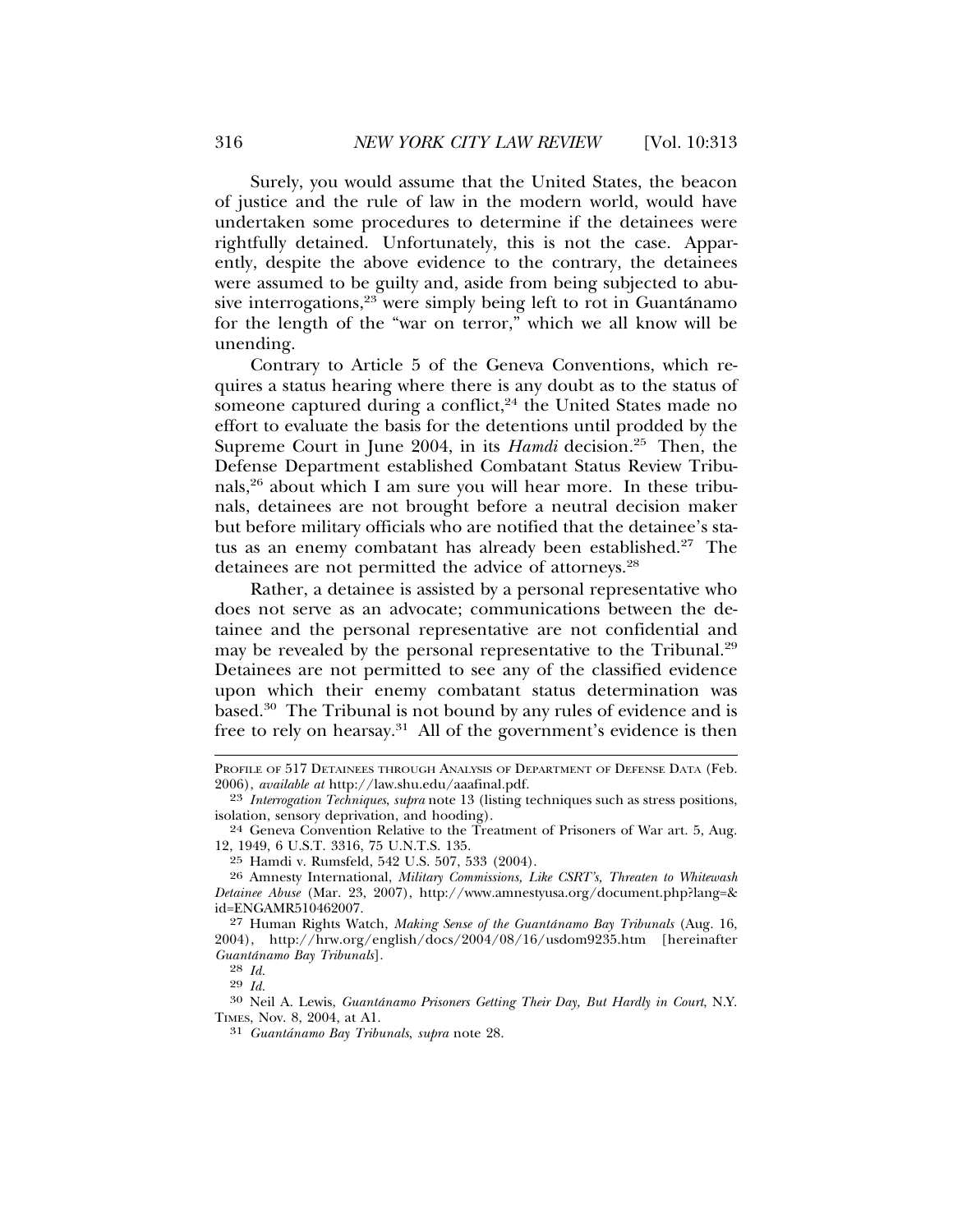Surely, you would assume that the United States, the beacon of justice and the rule of law in the modern world, would have undertaken some procedures to determine if the detainees were rightfully detained. Unfortunately, this is not the case. Apparently, despite the above evidence to the contrary, the detainees were assumed to be guilty and, aside from being subjected to abusive interrogations,[23] were simply being left to rot in Guantánamo for the length of the "war on terror," which we all know will be unending.

Contrary to Article 5 of the Geneva Conventions, which requires a status hearing where there is any doubt as to the status of someone captured during a conflict,[24] the United States made no effort to evaluate the basis for the detentions until prodded by the Supreme Court in June 2004, in its *Hamdi* decision.[25] Then, the Defense Department established Combatant Status Review Tribunals,[26] about which I am sure you will hear more. In these tribunals, detainees are not brought before a neutral decision maker but before military officials who are notified that the detainee's status as an enemy combatant has already been established.[27] The detainees are not permitted the advice of attorneys.[28]

Rather, a detainee is assisted by a personal representative who does not serve as an advocate; communications between the detainee and the personal representative are not confidential and may be revealed by the personal representative to the Tribunal.[29] Detainees are not permitted to see any of the classified evidence upon which their enemy combatant status determination was based.[30] The Tribunal is not bound by any rules of evidence and is free to rely on hearsay.[31] All of the government's evidence is then

---

PROFILE OF 517 DETAINEES THROUGH ANALYSIS OF DEPARTMENT OF DEFENSE DATA (Feb. 2006), *available at* http://law.shu.edu/aaafinal.pdf.

23 *Interrogation Techniques*, *supra* note 13 (listing techniques such as stress positions, isolation, sensory deprivation, and hooding).

24 Geneva Convention Relative to the Treatment of Prisoners of War art. 5, Aug. 12, 1949, 6 U.S.T. 3316, 75 U.N.T.S. 135.

25 Hamdi v. Rumsfeld, 542 U.S. 507, 533 (2004).

26 Amnesty International, *Military Commissions, Like CSRT's, Threaten to Whitewash Detainee Abuse* (Mar. 23, 2007), http://www.amnestyusa.org/document.php?lang=&id=ENGAMR510462007.

27 Human Rights Watch, *Making Sense of the Guantánamo Bay Tribunals* (Aug. 16, 2004), http://hrw.org/english/docs/2004/08/16/usdom9235.htm [hereinafter *Guantánamo Bay Tribunals*].

28 *Id.*

29 *Id.*

30 Neil A. Lewis, *Guantánamo Prisoners Getting Their Day, But Hardly in Court*, N.Y. TIMES, Nov. 8, 2004, at A1.

31 *Guantánamo Bay Tribunals*, *supra* note 28.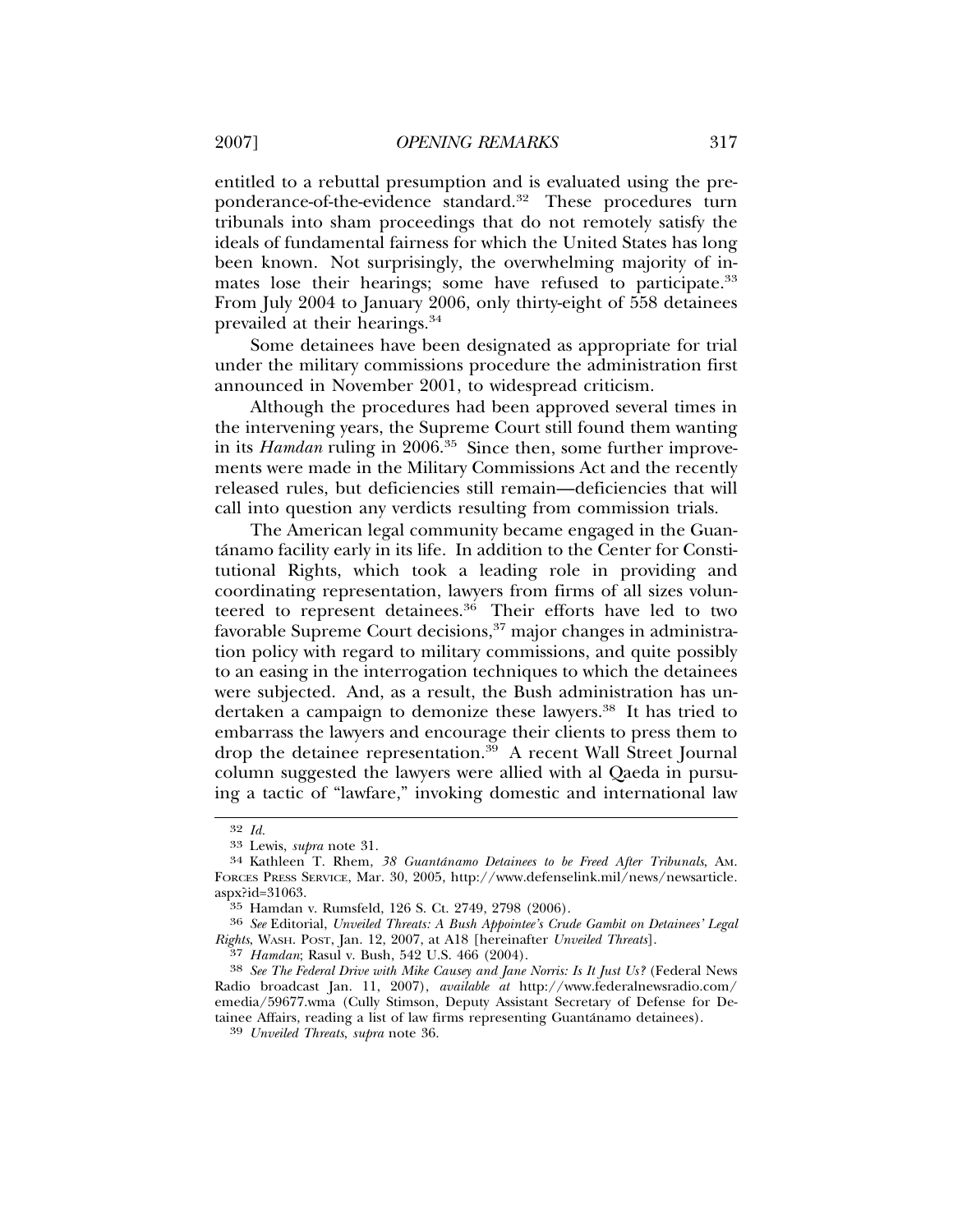entitled to a rebuttal presumption and is evaluated using the preponderance-of-the-evidence standard.[32] These procedures turn tribunals into sham proceedings that do not remotely satisfy the ideals of fundamental fairness for which the United States has long been known. Not surprisingly, the overwhelming majority of inmates lose their hearings; some have refused to participate.[33] From July 2004 to January 2006, only thirty-eight of 558 detainees prevailed at their hearings.[34]

Some detainees have been designated as appropriate for trial under the military commissions procedure the administration first announced in November 2001, to widespread criticism.

Although the procedures had been approved several times in the intervening years, the Supreme Court still found them wanting in its *Hamdan* ruling in 2006.[35] Since then, some further improvements were made in the Military Commissions Act and the recently released rules, but deficiencies still remain—deficiencies that will call into question any verdicts resulting from commission trials.

The American legal community became engaged in the Guantánamo facility early in its life. In addition to the Center for Constitutional Rights, which took a leading role in providing and coordinating representation, lawyers from firms of all sizes volunteered to represent detainees.[36] Their efforts have led to two favorable Supreme Court decisions,[37] major changes in administration policy with regard to military commissions, and quite possibly to an easing in the interrogation techniques to which the detainees were subjected. And, as a result, the Bush administration has undertaken a campaign to demonize these lawyers.[38] It has tried to embarrass the lawyers and encourage their clients to press them to drop the detainee representation.[39] A recent Wall Street Journal column suggested the lawyers were allied with al Qaeda in pursuing a tactic of "lawfare," invoking domestic and international law

---

32 *Id.*

33 Lewis, *supra* note 31.

34 Kathleen T. Rhem, *38 Guantánamo Detainees to be Freed After Tribunals*, AM. FORCES PRESS SERVICE, Mar. 30, 2005, http://www.defenselink.mil/news/newsarticle.aspx?id=31063.

35 Hamdan v. Rumsfeld, 126 S. Ct. 2749, 2798 (2006).

36 *See* Editorial, *Unveiled Threats: A Bush Appointee's Crude Gambit on Detainees' Legal Rights*, WASH. POST, Jan. 12, 2007, at A18 [hereinafter *Unveiled Threats*].

37 *Hamdan*; Rasul v. Bush, 542 U.S. 466 (2004).

38 *See The Federal Drive with Mike Causey and Jane Norris: Is It Just Us?* (Federal News Radio broadcast Jan. 11, 2007), *available at* http://www.federalnewsradio.com/emedia/59677.wma (Cully Stimson, Deputy Assistant Secretary of Defense for Detainee Affairs, reading a list of law firms representing Guantánamo detainees).

39 *Unveiled Threats*, *supra* note 36.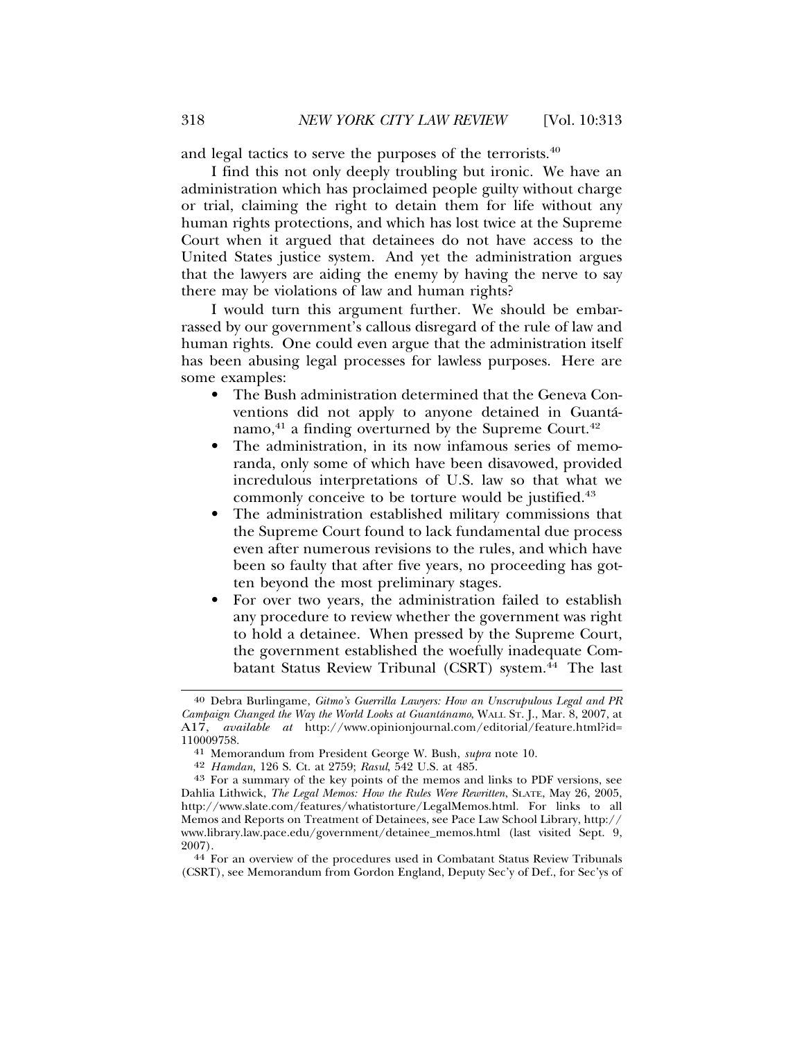and legal tactics to serve the purposes of the terrorists.[40]

I find this not only deeply troubling but ironic. We have an administration which has proclaimed people guilty without charge or trial, claiming the right to detain them for life without any human rights protections, and which has lost twice at the Supreme Court when it argued that detainees do not have access to the United States justice system. And yet the administration argues that the lawyers are aiding the enemy by having the nerve to say there may be violations of law and human rights?

I would turn this argument further. We should be embarrassed by our government's callous disregard of the rule of law and human rights. One could even argue that the administration itself has been abusing legal processes for lawless purposes. Here are some examples:

- The Bush administration determined that the Geneva Conventions did not apply to anyone detained in Guantánamo,[41] a finding overturned by the Supreme Court.[42]
- The administration, in its now infamous series of memoranda, only some of which have been disavowed, provided incredulous interpretations of U.S. law so that what we commonly conceive to be torture would be justified.[43]
- The administration established military commissions that the Supreme Court found to lack fundamental due process even after numerous revisions to the rules, and which have been so faulty that after five years, no proceeding has gotten beyond the most preliminary stages.
- For over two years, the administration failed to establish any procedure to review whether the government was right to hold a detainee. When pressed by the Supreme Court, the government established the woefully inadequate Combatant Status Review Tribunal (CSRT) system.[44] The last

---

[40] Debra Burlingame, *Gitmo's Guerrilla Lawyers: How an Unscrupulous Legal and PR Campaign Changed the Way the World Looks at Guantánamo*, WALL ST. J., Mar. 8, 2007, at A17, *available at* http://www.opinionjournal.com/editorial/feature.html?id=110009758.

[41] Memorandum from President George W. Bush, *supra* note 10.

[42] *Hamdan*, 126 S. Ct. at 2759; *Rasul*, 542 U.S. at 485.

[43] For a summary of the key points of the memos and links to PDF versions, see Dahlia Lithwick, *The Legal Memos: How the Rules Were Rewritten*, SLATE, May 26, 2005, http://www.slate.com/features/whatistorture/LegalMemos.html. For links to all Memos and Reports on Treatment of Detainees, see Pace Law School Library, http://www.library.law.pace.edu/government/detainee_memos.html (last visited Sept. 9, 2007).

[44] For an overview of the procedures used in Combatant Status Review Tribunals (CSRT), see Memorandum from Gordon England, Deputy Sec'y of Def., for Sec'ys of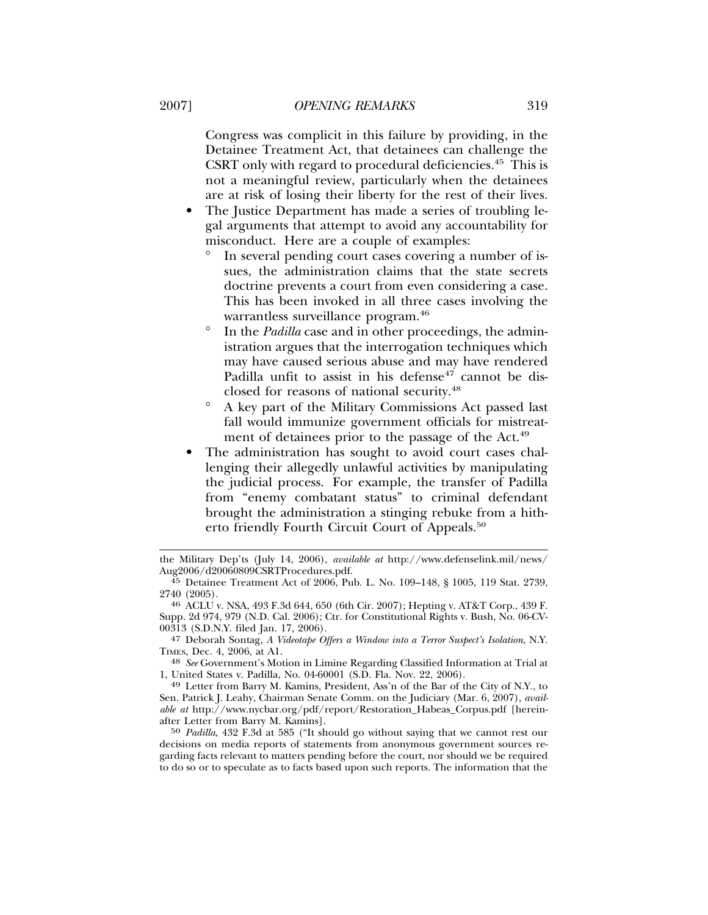Congress was complicit in this failure by providing, in the Detainee Treatment Act, that detainees can challenge the CSRT only with regard to procedural deficiencies.[45] This is not a meaningful review, particularly when the detainees are at risk of losing their liberty for the rest of their lives.

- The Justice Department has made a series of troubling legal arguments that attempt to avoid any accountability for misconduct. Here are a couple of examples:
  - In several pending court cases covering a number of issues, the administration claims that the state secrets doctrine prevents a court from even considering a case. This has been invoked in all three cases involving the warrantless surveillance program.[46]
  - In the *Padilla* case and in other proceedings, the administration argues that the interrogation techniques which may have caused serious abuse and may have rendered Padilla unfit to assist in his defense[47] cannot be disclosed for reasons of national security.[48]
  - A key part of the Military Commissions Act passed last fall would immunize government officials for mistreatment of detainees prior to the passage of the Act.[49]
- The administration has sought to avoid court cases challenging their allegedly unlawful activities by manipulating the judicial process. For example, the transfer of Padilla from "enemy combatant status" to criminal defendant brought the administration a stinging rebuke from a hitherto friendly Fourth Circuit Court of Appeals.[50]

---

the Military Dep'ts (July 14, 2006), *available at* http://www.defenselink.mil/news/Aug2006/d20060809CSRTProcedures.pdf.

45 Detainee Treatment Act of 2006, Pub. L. No. 109–148, § 1005, 119 Stat. 2739, 2740 (2005).

46 ACLU v. NSA, 493 F.3d 644, 650 (6th Cir. 2007); Hepting v. AT&T Corp., 439 F. Supp. 2d 974, 979 (N.D. Cal. 2006); Ctr. for Constitutional Rights v. Bush, No. 06-CV-00313 (S.D.N.Y. filed Jan. 17, 2006).

47 Deborah Sontag, *A Videotape Offers a Window into a Terror Suspect's Isolation*, N.Y. Times, Dec. 4, 2006, at A1.

48 *See* Government's Motion in Limine Regarding Classified Information at Trial at 1, United States v. Padilla, No. 04-60001 (S.D. Fla. Nov. 22, 2006).

49 Letter from Barry M. Kamins, President, Ass'n of the Bar of the City of N.Y., to Sen. Patrick J. Leahy, Chairman Senate Comm. on the Judiciary (Mar. 6, 2007), *available at* http://www.nycbar.org/pdf/report/Restoration_Habeas_Corpus.pdf [hereinafter Letter from Barry M. Kamins].

50 *Padilla*, 432 F.3d at 585 ("It should go without saying that we cannot rest our decisions on media reports of statements from anonymous government sources regarding facts relevant to matters pending before the court, nor should we be required to do so or to speculate as to facts based upon such reports. The information that the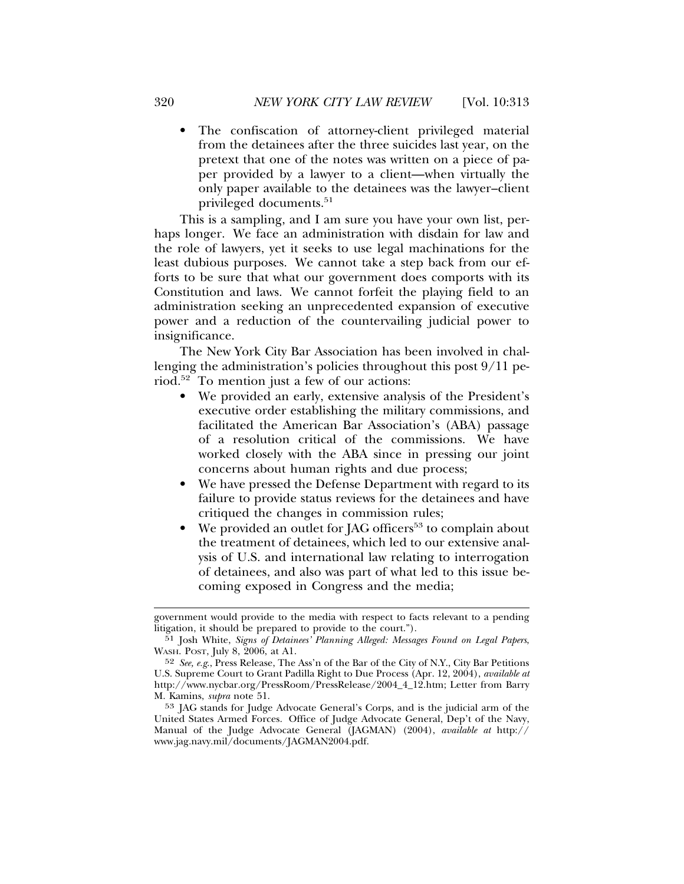- The confiscation of attorney-client privileged material from the detainees after the three suicides last year, on the pretext that one of the notes was written on a piece of paper provided by a lawyer to a client—when virtually the only paper available to the detainees was the lawyer–client privileged documents.[51]

This is a sampling, and I am sure you have your own list, perhaps longer. We face an administration with disdain for law and the role of lawyers, yet it seeks to use legal machinations for the least dubious purposes. We cannot take a step back from our efforts to be sure that what our government does comports with its Constitution and laws. We cannot forfeit the playing field to an administration seeking an unprecedented expansion of executive power and a reduction of the countervailing judicial power to insignificance.

The New York City Bar Association has been involved in challenging the administration's policies throughout this post 9/11 period.[52] To mention just a few of our actions:

- We provided an early, extensive analysis of the President's executive order establishing the military commissions, and facilitated the American Bar Association's (ABA) passage of a resolution critical of the commissions. We have worked closely with the ABA since in pressing our joint concerns about human rights and due process;
- We have pressed the Defense Department with regard to its failure to provide status reviews for the detainees and have critiqued the changes in commission rules;
- We provided an outlet for JAG officers[53] to complain about the treatment of detainees, which led to our extensive analysis of U.S. and international law relating to interrogation of detainees, and also was part of what led to this issue becoming exposed in Congress and the media;

---

government would provide to the media with respect to facts relevant to a pending litigation, it should be prepared to provide to the court.").

[51] Josh White, *Signs of Detainees' Planning Alleged: Messages Found on Legal Papers*, WASH. POST, July 8, 2006, at A1.

[52] *See, e.g.*, Press Release, The Ass'n of the Bar of the City of N.Y., City Bar Petitions U.S. Supreme Court to Grant Padilla Right to Due Process (Apr. 12, 2004), *available at* http://www.nycbar.org/PressRoom/PressRelease/2004_4_12.htm; Letter from Barry M. Kamins, *supra* note 51.

[53] JAG stands for Judge Advocate General's Corps, and is the judicial arm of the United States Armed Forces. Office of Judge Advocate General, Dep't of the Navy, Manual of the Judge Advocate General (JAGMAN) (2004), *available at* http://www.jag.navy.mil/documents/JAGMAN2004.pdf.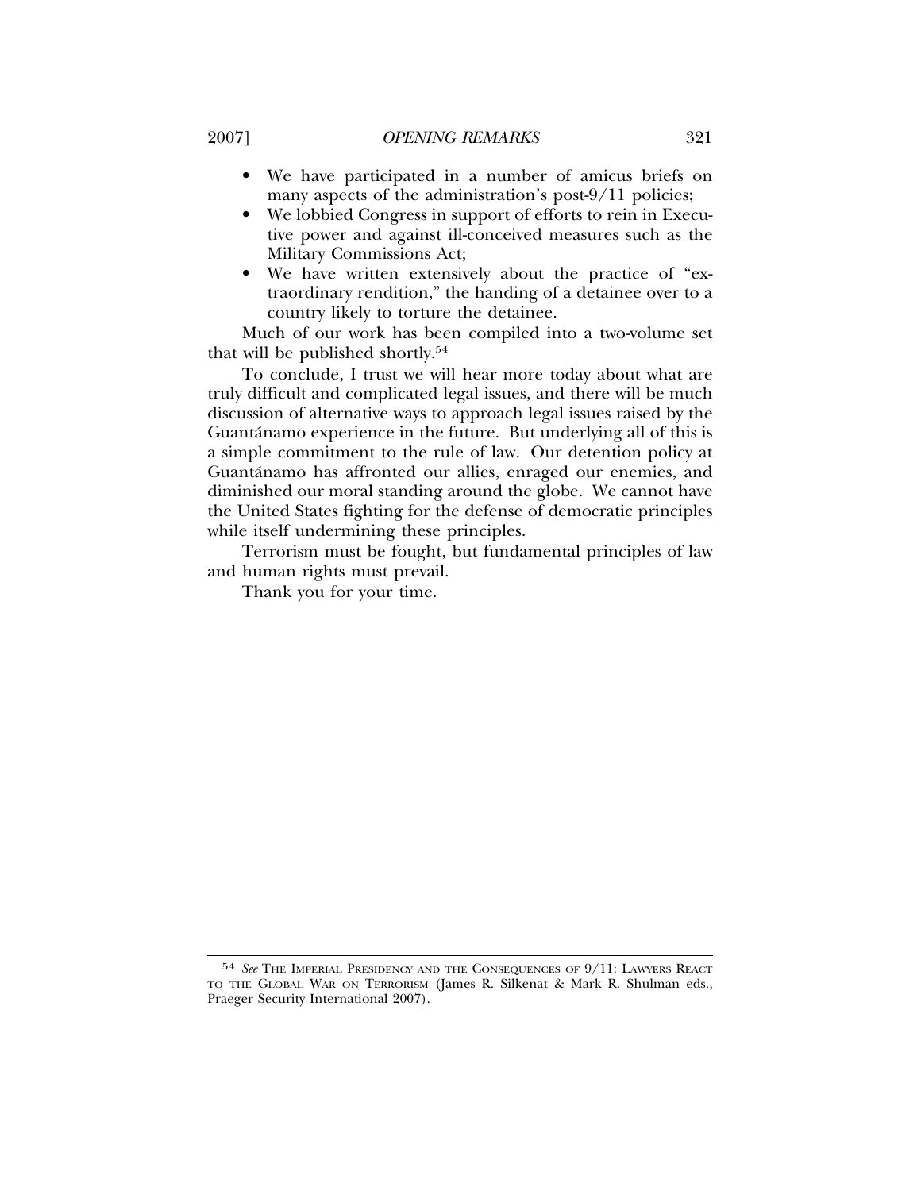- We have participated in a number of amicus briefs on many aspects of the administration's post-9/11 policies;
- We lobbied Congress in support of efforts to rein in Executive power and against ill-conceived measures such as the Military Commissions Act;
- We have written extensively about the practice of "extraordinary rendition," the handing of a detainee over to a country likely to torture the detainee.

Much of our work has been compiled into a two-volume set that will be published shortly.[54]

To conclude, I trust we will hear more today about what are truly difficult and complicated legal issues, and there will be much discussion of alternative ways to approach legal issues raised by the Guantánamo experience in the future. But underlying all of this is a simple commitment to the rule of law. Our detention policy at Guantánamo has affronted our allies, enraged our enemies, and diminished our moral standing around the globe. We cannot have the United States fighting for the defense of democratic principles while itself undermining these principles.

Terrorism must be fought, but fundamental principles of law and human rights must prevail.

Thank you for your time.

---

[54] *See* The Imperial Presidency and the Consequences of 9/11: Lawyers React to the Global War on Terrorism (James R. Silkenat & Mark R. Shulman eds., Praeger Security International 2007).